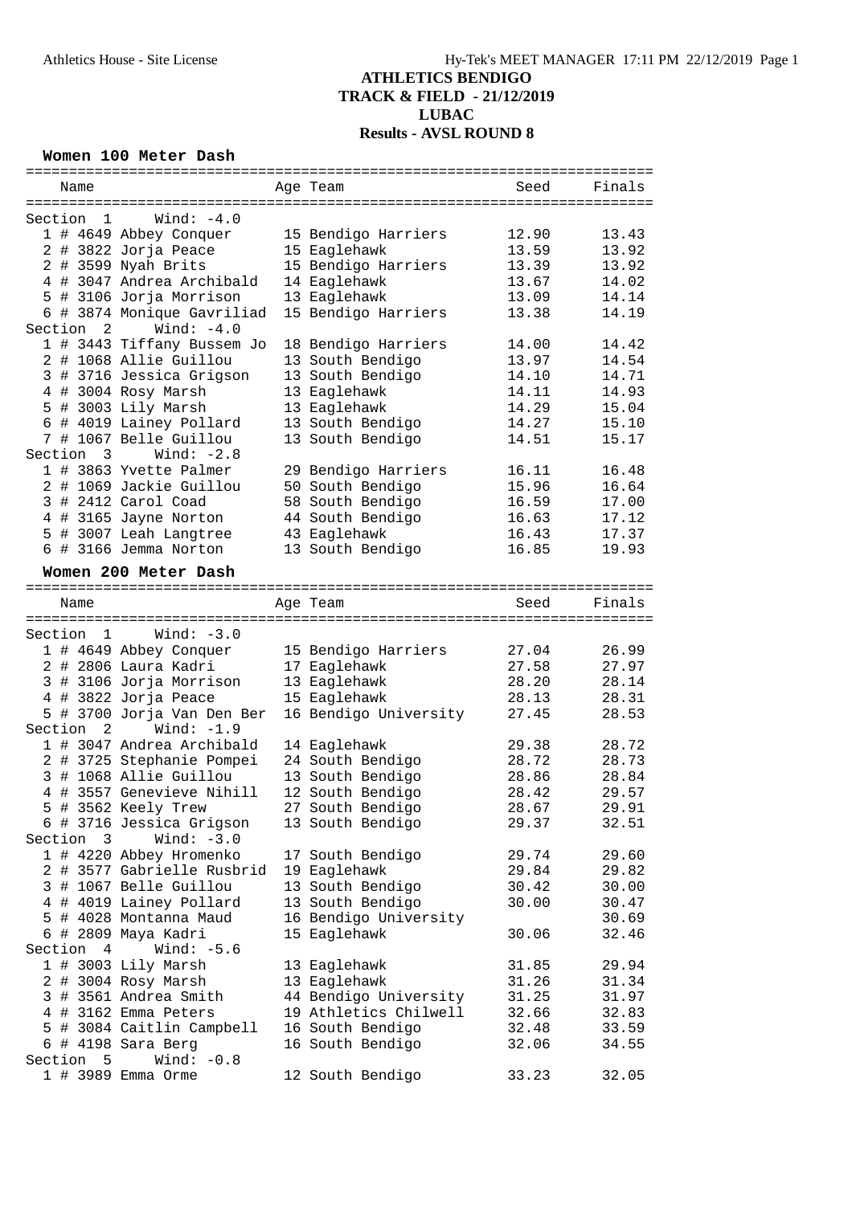# ATHLETICS BENDIGO
## TRACK & FIELD - 21/12/2019
## LUBAC
## Results - AVSL ROUND 8

### Women 100 Meter Dash

| Name | Age | Team | Seed | Finals |
|---|---|---|---|---|
| **Section 1 Wind: -4.0** | | | | |
| 1 # 4649 Abbey Conquer | 15 | Bendigo Harriers | 12.90 | 13.43 |
| 2 # 3822 Jorja Peace | 15 | Eaglehawk | 13.59 | 13.92 |
| 2 # 3599 Nyah Brits | 15 | Bendigo Harriers | 13.39 | 13.92 |
| 4 # 3047 Andrea Archibald | 14 | Eaglehawk | 13.67 | 14.02 |
| 5 # 3106 Jorja Morrison | 13 | Eaglehawk | 13.09 | 14.14 |
| 6 # 3874 Monique Gavriliad | 15 | Bendigo Harriers | 13.38 | 14.19 |
| **Section 2 Wind: -4.0** | | | | |
| 1 # 3443 Tiffany Bussem Jo | 18 | Bendigo Harriers | 14.00 | 14.42 |
| 2 # 1068 Allie Guillou | 13 | South Bendigo | 13.97 | 14.54 |
| 3 # 3716 Jessica Grigson | 13 | South Bendigo | 14.10 | 14.71 |
| 4 # 3004 Rosy Marsh | 13 | Eaglehawk | 14.11 | 14.93 |
| 5 # 3003 Lily Marsh | 13 | Eaglehawk | 14.29 | 15.04 |
| 6 # 4019 Lainey Pollard | 13 | South Bendigo | 14.27 | 15.10 |
| 7 # 1067 Belle Guillou | 13 | South Bendigo | 14.51 | 15.17 |
| **Section 3 Wind: -2.8** | | | | |
| 1 # 3863 Yvette Palmer | 29 | Bendigo Harriers | 16.11 | 16.48 |
| 2 # 1069 Jackie Guillou | 50 | South Bendigo | 15.96 | 16.64 |
| 3 # 2412 Carol Coad | 58 | South Bendigo | 16.59 | 17.00 |
| 4 # 3165 Jayne Norton | 44 | South Bendigo | 16.63 | 17.12 |
| 5 # 3007 Leah Langtree | 43 | Eaglehawk | 16.43 | 17.37 |
| 6 # 3166 Jemma Norton | 13 | South Bendigo | 16.85 | 19.93 |

### Women 200 Meter Dash

| Name | Age | Team | Seed | Finals |
|---|---|---|---|---|
| **Section 1 Wind: -3.0** | | | | |
| 1 # 4649 Abbey Conquer | 15 | Bendigo Harriers | 27.04 | 26.99 |
| 2 # 2806 Laura Kadri | 17 | Eaglehawk | 27.58 | 27.97 |
| 3 # 3106 Jorja Morrison | 13 | Eaglehawk | 28.20 | 28.14 |
| 4 # 3822 Jorja Peace | 15 | Eaglehawk | 28.13 | 28.31 |
| 5 # 3700 Jorja Van Den Ber | 16 | Bendigo University | 27.45 | 28.53 |
| **Section 2 Wind: -1.9** | | | | |
| 1 # 3047 Andrea Archibald | 14 | Eaglehawk | 29.38 | 28.72 |
| 2 # 3725 Stephanie Pompei | 24 | South Bendigo | 28.72 | 28.73 |
| 3 # 1068 Allie Guillou | 13 | South Bendigo | 28.86 | 28.84 |
| 4 # 3557 Genevieve Nihill | 12 | South Bendigo | 28.42 | 29.57 |
| 5 # 3562 Keely Trew | 27 | South Bendigo | 28.67 | 29.91 |
| 6 # 3716 Jessica Grigson | 13 | South Bendigo | 29.37 | 32.51 |
| **Section 3 Wind: -3.0** | | | | |
| 1 # 4220 Abbey Hromenko | 17 | South Bendigo | 29.74 | 29.60 |
| 2 # 3577 Gabrielle Rusbrid | 19 | Eaglehawk | 29.84 | 29.82 |
| 3 # 1067 Belle Guillou | 13 | South Bendigo | 30.42 | 30.00 |
| 4 # 4019 Lainey Pollard | 13 | South Bendigo | 30.00 | 30.47 |
| 5 # 4028 Montanna Maud | 16 | Bendigo University | | 30.69 |
| 6 # 2809 Maya Kadri | 15 | Eaglehawk | 30.06 | 32.46 |
| **Section 4 Wind: -5.6** | | | | |
| 1 # 3003 Lily Marsh | 13 | Eaglehawk | 31.85 | 29.94 |
| 2 # 3004 Rosy Marsh | 13 | Eaglehawk | 31.26 | 31.34 |
| 3 # 3561 Andrea Smith | 44 | Bendigo University | 31.25 | 31.97 |
| 4 # 3162 Emma Peters | 19 | Athletics Chilwell | 32.66 | 32.83 |
| 5 # 3084 Caitlin Campbell | 16 | South Bendigo | 32.48 | 33.59 |
| 6 # 4198 Sara Berg | 16 | South Bendigo | 32.06 | 34.55 |
| **Section 5 Wind: -0.8** | | | | |
| 1 # 3989 Emma Orme | 12 | South Bendigo | 33.23 | 32.05 |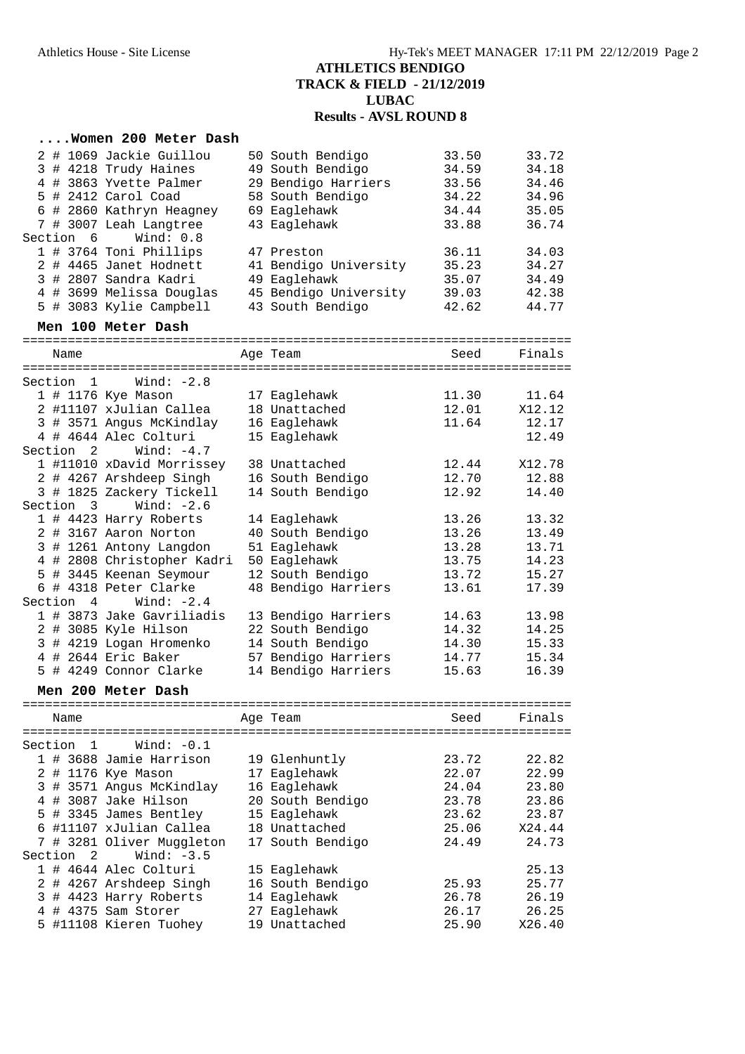# ATHLETICS BENDIGO
## TRACK & FIELD - 21/12/2019
## LUBAC
## Results - AVSL ROUND 8

### ....Women 200 Meter Dash

| | Name | Age | Team | Seed | Finals |
|---|---|---|---|---|---|
| 2 | # 1069 Jackie Guillou | 50 | South Bendigo | 33.50 | 33.72 |
| 3 | # 4218 Trudy Haines | 49 | South Bendigo | 34.59 | 34.18 |
| 4 | # 3863 Yvette Palmer | 29 | Bendigo Harriers | 33.56 | 34.46 |
| 5 | # 2412 Carol Coad | 58 | South Bendigo | 34.22 | 34.96 |
| 6 | # 2860 Kathryn Heagney | 69 | Eaglehawk | 34.44 | 35.05 |
| 7 | # 3007 Leah Langtree | 43 | Eaglehawk | 33.88 | 36.74 |
| Section 6 | Wind: 0.8 | | | | |
| 1 | # 3764 Toni Phillips | 47 | Preston | 36.11 | 34.03 |
| 2 | # 4465 Janet Hodnett | 41 | Bendigo University | 35.23 | 34.27 |
| 3 | # 2807 Sandra Kadri | 49 | Eaglehawk | 35.07 | 34.49 |
| 4 | # 3699 Melissa Douglas | 45 | Bendigo University | 39.03 | 42.38 |
| 5 | # 3083 Kylie Campbell | 43 | South Bendigo | 42.62 | 44.77 |

### Men 100 Meter Dash

| | Name | Age | Team | Seed | Finals |
|---|---|---|---|---|---|
| Section 1 | Wind: -2.8 | | | | |
| 1 | # 1176 Kye Mason | 17 | Eaglehawk | 11.30 | 11.64 |
| 2 | #11107 xJulian Callea | 18 | Unattached | 12.01 | X12.12 |
| 3 | # 3571 Angus McKindlay | 16 | Eaglehawk | 11.64 | 12.17 |
| 4 | # 4644 Alec Colturi | 15 | Eaglehawk | | 12.49 |
| Section 2 | Wind: -4.7 | | | | |
| 1 | #11010 xDavid Morrissey | 38 | Unattached | 12.44 | X12.78 |
| 2 | # 4267 Arshdeep Singh | 16 | South Bendigo | 12.70 | 12.88 |
| 3 | # 1825 Zackery Tickell | 14 | South Bendigo | 12.92 | 14.40 |
| Section 3 | Wind: -2.6 | | | | |
| 1 | # 4423 Harry Roberts | 14 | Eaglehawk | 13.26 | 13.32 |
| 2 | # 3167 Aaron Norton | 40 | South Bendigo | 13.26 | 13.49 |
| 3 | # 1261 Antony Langdon | 51 | Eaglehawk | 13.28 | 13.71 |
| 4 | # 2808 Christopher Kadri | 50 | Eaglehawk | 13.75 | 14.23 |
| 5 | # 3445 Keenan Seymour | 12 | South Bendigo | 13.72 | 15.27 |
| 6 | # 4318 Peter Clarke | 48 | Bendigo Harriers | 13.61 | 17.39 |
| Section 4 | Wind: -2.4 | | | | |
| 1 | # 3873 Jake Gavriliadis | 13 | Bendigo Harriers | 14.63 | 13.98 |
| 2 | # 3085 Kyle Hilson | 22 | South Bendigo | 14.32 | 14.25 |
| 3 | # 4219 Logan Hromenko | 14 | South Bendigo | 14.30 | 15.33 |
| 4 | # 2644 Eric Baker | 57 | Bendigo Harriers | 14.77 | 15.34 |
| 5 | # 4249 Connor Clarke | 14 | Bendigo Harriers | 15.63 | 16.39 |

### Men 200 Meter Dash

| | Name | Age | Team | Seed | Finals |
|---|---|---|---|---|---|
| Section 1 | Wind: -0.1 | | | | |
| 1 | # 3688 Jamie Harrison | 19 | Glenhuntly | 23.72 | 22.82 |
| 2 | # 1176 Kye Mason | 17 | Eaglehawk | 22.07 | 22.99 |
| 3 | # 3571 Angus McKindlay | 16 | Eaglehawk | 24.04 | 23.80 |
| 4 | # 3087 Jake Hilson | 20 | South Bendigo | 23.78 | 23.86 |
| 5 | # 3345 James Bentley | 15 | Eaglehawk | 23.62 | 23.87 |
| 6 | #11107 xJulian Callea | 18 | Unattached | 25.06 | X24.44 |
| 7 | # 3281 Oliver Muggleton | 17 | South Bendigo | 24.49 | 24.73 |
| Section 2 | Wind: -3.5 | | | | |
| 1 | # 4644 Alec Colturi | 15 | Eaglehawk | | 25.13 |
| 2 | # 4267 Arshdeep Singh | 16 | South Bendigo | 25.93 | 25.77 |
| 3 | # 4423 Harry Roberts | 14 | Eaglehawk | 26.78 | 26.19 |
| 4 | # 4375 Sam Storer | 27 | Eaglehawk | 26.17 | 26.25 |
| 5 | #11108 Kieren Tuohey | 19 | Unattached | 25.90 | X26.40 |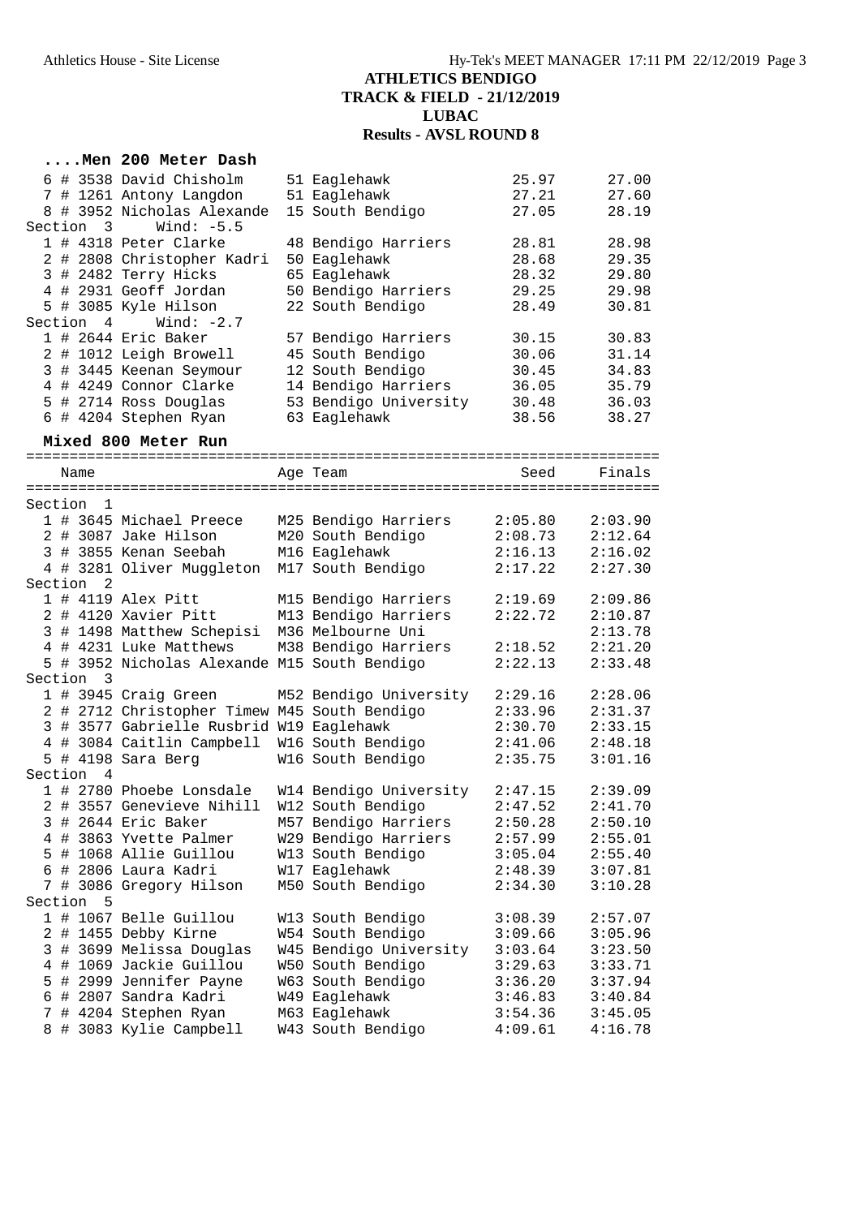## ATHLETICS BENDIGO
## TRACK & FIELD - 21/12/2019
## LUBAC
## Results - AVSL ROUND 8

### ....Men 200 Meter Dash

| Place | Name | Age | Team | Seed | Finals |
|---|---|---|---|---|---|
| 6 | # 3538 David Chisholm | 51 | Eaglehawk | 25.97 | 27.00 |
| 7 | # 1261 Antony Langdon | 51 | Eaglehawk | 27.21 | 27.60 |
| 8 | # 3952 Nicholas Alexande | 15 | South Bendigo | 27.05 | 28.19 |
| **Section 3** | Wind: -5.5 | | | | |
| 1 | # 4318 Peter Clarke | 48 | Bendigo Harriers | 28.81 | 28.98 |
| 2 | # 2808 Christopher Kadri | 50 | Eaglehawk | 28.68 | 29.35 |
| 3 | # 2482 Terry Hicks | 65 | Eaglehawk | 28.32 | 29.80 |
| 4 | # 2931 Geoff Jordan | 50 | Bendigo Harriers | 29.25 | 29.98 |
| 5 | # 3085 Kyle Hilson | 22 | South Bendigo | 28.49 | 30.81 |
| **Section 4** | Wind: -2.7 | | | | |
| 1 | # 2644 Eric Baker | 57 | Bendigo Harriers | 30.15 | 30.83 |
| 2 | # 1012 Leigh Browell | 45 | South Bendigo | 30.06 | 31.14 |
| 3 | # 3445 Keenan Seymour | 12 | South Bendigo | 30.45 | 34.83 |
| 4 | # 4249 Connor Clarke | 14 | Bendigo Harriers | 36.05 | 35.79 |
| 5 | # 2714 Ross Douglas | 53 | Bendigo University | 30.48 | 36.03 |
| 6 | # 4204 Stephen Ryan | 63 | Eaglehawk | 38.56 | 38.27 |

### Mixed 800 Meter Run

| Place | Name | Age | Team | Seed | Finals |
|---|---|---|---|---|---|
| **Section 1** | | | | | |
| 1 | # 3645 Michael Preece | M25 | Bendigo Harriers | 2:05.80 | 2:03.90 |
| 2 | # 3087 Jake Hilson | M20 | South Bendigo | 2:08.73 | 2:12.64 |
| 3 | # 3855 Kenan Seebah | M16 | Eaglehawk | 2:16.13 | 2:16.02 |
| 4 | # 3281 Oliver Muggleton | M17 | South Bendigo | 2:17.22 | 2:27.30 |
| **Section 2** | | | | | |
| 1 | # 4119 Alex Pitt | M15 | Bendigo Harriers | 2:19.69 | 2:09.86 |
| 2 | # 4120 Xavier Pitt | M13 | Bendigo Harriers | 2:22.72 | 2:10.87 |
| 3 | # 1498 Matthew Schepisi | M36 | Melbourne Uni | | 2:13.78 |
| 4 | # 4231 Luke Matthews | M38 | Bendigo Harriers | 2:18.52 | 2:21.20 |
| 5 | # 3952 Nicholas Alexande | M15 | South Bendigo | 2:22.13 | 2:33.48 |
| **Section 3** | | | | | |
| 1 | # 3945 Craig Green | M52 | Bendigo University | 2:29.16 | 2:28.06 |
| 2 | # 2712 Christopher Timew | M45 | South Bendigo | 2:33.96 | 2:31.37 |
| 3 | # 3577 Gabrielle Rusbrid | W19 | Eaglehawk | 2:30.70 | 2:33.15 |
| 4 | # 3084 Caitlin Campbell | W16 | South Bendigo | 2:41.06 | 2:48.18 |
| 5 | # 4198 Sara Berg | W16 | South Bendigo | 2:35.75 | 3:01.16 |
| **Section 4** | | | | | |
| 1 | # 2780 Phoebe Lonsdale | W14 | Bendigo University | 2:47.15 | 2:39.09 |
| 2 | # 3557 Genevieve Nihill | W12 | South Bendigo | 2:47.52 | 2:41.70 |
| 3 | # 2644 Eric Baker | M57 | Bendigo Harriers | 2:50.28 | 2:50.10 |
| 4 | # 3863 Yvette Palmer | W29 | Bendigo Harriers | 2:57.99 | 2:55.01 |
| 5 | # 1068 Allie Guillou | W13 | South Bendigo | 3:05.04 | 2:55.40 |
| 6 | # 2806 Laura Kadri | W17 | Eaglehawk | 2:48.39 | 3:07.81 |
| 7 | # 3086 Gregory Hilson | M50 | South Bendigo | 2:34.30 | 3:10.28 |
| **Section 5** | | | | | |
| 1 | # 1067 Belle Guillou | W13 | South Bendigo | 3:08.39 | 2:57.07 |
| 2 | # 1455 Debby Kirne | W54 | South Bendigo | 3:09.66 | 3:05.96 |
| 3 | # 3699 Melissa Douglas | W45 | Bendigo University | 3:03.64 | 3:23.50 |
| 4 | # 1069 Jackie Guillou | W50 | South Bendigo | 3:29.63 | 3:33.71 |
| 5 | # 2999 Jennifer Payne | W63 | South Bendigo | 3:36.20 | 3:37.94 |
| 6 | # 2807 Sandra Kadri | W49 | Eaglehawk | 3:46.83 | 3:40.84 |
| 7 | # 4204 Stephen Ryan | M63 | Eaglehawk | 3:54.36 | 3:45.05 |
| 8 | # 3083 Kylie Campbell | W43 | South Bendigo | 4:09.61 | 4:16.78 |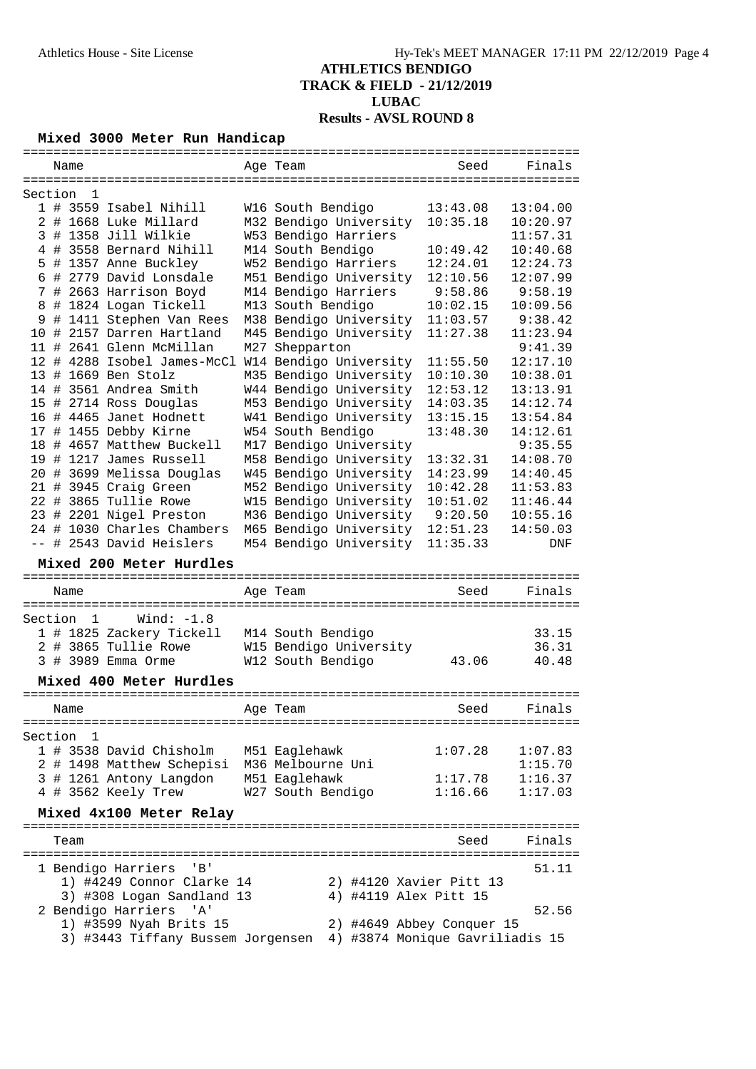# ATHLETICS BENDIGO
## TRACK & FIELD - 21/12/2019
## LUBAC
## Results - AVSL ROUND 8

### Mixed 3000 Meter Run Handicap

**Section 1**

| | Name | Age | Team | Seed | Finals |
|---|---|---|---|---|---|
| 1 | # 3559 Isabel Nihill | W16 | South Bendigo | 13:43.08 | 13:04.00 |
| 2 | # 1668 Luke Millard | M32 | Bendigo University | 10:35.18 | 10:20.97 |
| 3 | # 1358 Jill Wilkie | W53 | Bendigo Harriers | | 11:57.31 |
| 4 | # 3558 Bernard Nihill | M14 | South Bendigo | 10:49.42 | 10:40.68 |
| 5 | # 1357 Anne Buckley | W52 | Bendigo Harriers | 12:24.01 | 12:24.73 |
| 6 | # 2779 David Lonsdale | M51 | Bendigo University | 12:10.56 | 12:07.99 |
| 7 | # 2663 Harrison Boyd | M14 | Bendigo Harriers | 9:58.86 | 9:58.19 |
| 8 | # 1824 Logan Tickell | M13 | South Bendigo | 10:02.15 | 10:09.56 |
| 9 | # 1411 Stephen Van Rees | M38 | Bendigo University | 11:03.57 | 9:38.42 |
| 10 | # 2157 Darren Hartland | M45 | Bendigo University | 11:27.38 | 11:23.94 |
| 11 | # 2641 Glenn McMillan | M27 | Shepparton | | 9:41.39 |
| 12 | # 4288 Isobel James-McCl | W14 | Bendigo University | 11:55.50 | 12:17.10 |
| 13 | # 1669 Ben Stolz | M35 | Bendigo University | 10:10.30 | 10:38.01 |
| 14 | # 3561 Andrea Smith | W44 | Bendigo University | 12:53.12 | 13:13.91 |
| 15 | # 2714 Ross Douglas | M53 | Bendigo University | 14:03.35 | 14:12.74 |
| 16 | # 4465 Janet Hodnett | W41 | Bendigo University | 13:15.15 | 13:54.84 |
| 17 | # 1455 Debby Kirne | W54 | South Bendigo | 13:48.30 | 14:12.61 |
| 18 | # 4657 Matthew Buckell | M17 | Bendigo University | | 9:35.55 |
| 19 | # 1217 James Russell | M58 | Bendigo University | 13:32.31 | 14:08.70 |
| 20 | # 3699 Melissa Douglas | W45 | Bendigo University | 14:23.99 | 14:40.45 |
| 21 | # 3945 Craig Green | M52 | Bendigo University | 10:42.28 | 11:53.83 |
| 22 | # 3865 Tullie Rowe | W15 | Bendigo University | 10:51.02 | 11:46.44 |
| 23 | # 2201 Nigel Preston | M36 | Bendigo University | 9:20.50 | 10:55.16 |
| 24 | # 1030 Charles Chambers | M65 | Bendigo University | 12:51.23 | 14:50.03 |
| -- | # 2543 David Heislers | M54 | Bendigo University | 11:35.33 | DNF |

### Mixed 200 Meter Hurdles

**Section 1 Wind: -1.8**

| | Name | Age | Team | Seed | Finals |
|---|---|---|---|---|---|
| 1 | # 1825 Zackery Tickell | M14 | South Bendigo | | 33.15 |
| 2 | # 3865 Tullie Rowe | W15 | Bendigo University | | 36.31 |
| 3 | # 3989 Emma Orme | W12 | South Bendigo | 43.06 | 40.48 |

### Mixed 400 Meter Hurdles

**Section 1**

| | Name | Age | Team | Seed | Finals |
|---|---|---|---|---|---|
| 1 | # 3538 David Chisholm | M51 | Eaglehawk | 1:07.28 | 1:07.83 |
| 2 | # 1498 Matthew Schepisi | M36 | Melbourne Uni | | 1:15.70 |
| 3 | # 1261 Antony Langdon | M51 | Eaglehawk | 1:17.78 | 1:16.37 |
| 4 | # 3562 Keely Trew | W27 | South Bendigo | 1:16.66 | 1:17.03 |

### Mixed 4x100 Meter Relay

| | Team | Seed | Finals |
|---|---|---|---|
| 1 | Bendigo Harriers 'B' | | 51.11 |
| | 1) #4249 Connor Clarke 14; 2) #4120 Xavier Pitt 13; 3) #308 Logan Sandland 13; 4) #4119 Alex Pitt 15 | | |
| 2 | Bendigo Harriers 'A' | | 52.56 |
| | 1) #3599 Nyah Brits 15; 2) #4649 Abbey Conquer 15; 3) #3443 Tiffany Bussem Jorgensen; 4) #3874 Monique Gavriliadis 15 | | |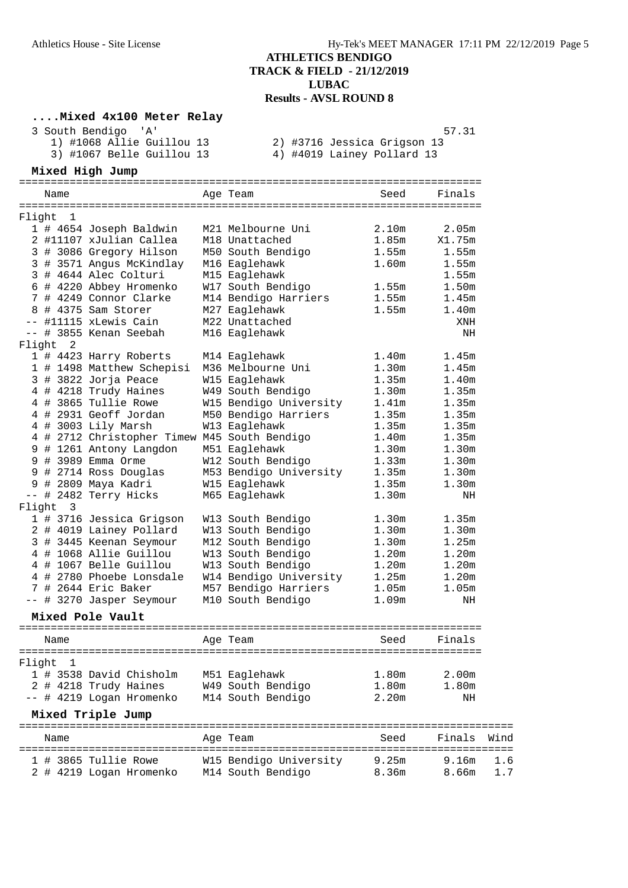# ATHLETICS BENDIGO
## TRACK & FIELD - 21/12/2019
## LUBAC
## Results - AVSL ROUND 8

### ....Mixed 4x100 Meter Relay

3 South Bendigo 'A' — 57.31

1) #1068 Allie Guillou 13
2) #3716 Jessica Grigson 13
3) #1067 Belle Guillou 13
4) #4019 Lainey Pollard 13

### Mixed High Jump

| Place | Name | Age Team | Seed | Finals |
|---|---|---|---|---|
| **Flight 1** | | | | |
| 1 | # 4654 Joseph Baldwin | M21 Melbourne Uni | 2.10m | 2.05m |
| 2 | #11107 xJulian Callea | M18 Unattached | 1.85m | X1.75m |
| 3 | # 3086 Gregory Hilson | M50 South Bendigo | 1.55m | 1.55m |
| 3 | # 3571 Angus McKindlay | M16 Eaglehawk | 1.60m | 1.55m |
| 3 | # 4644 Alec Colturi | M15 Eaglehawk | | 1.55m |
| 6 | # 4220 Abbey Hromenko | W17 South Bendigo | 1.55m | 1.50m |
| 7 | # 4249 Connor Clarke | M14 Bendigo Harriers | 1.55m | 1.45m |
| 8 | # 4375 Sam Storer | M27 Eaglehawk | 1.55m | 1.40m |
| -- | #11115 xLewis Cain | M22 Unattached | | XNH |
| -- | # 3855 Kenan Seebah | M16 Eaglehawk | | NH |
| **Flight 2** | | | | |
| 1 | # 4423 Harry Roberts | M14 Eaglehawk | 1.40m | 1.45m |
| 1 | # 1498 Matthew Schepisi | M36 Melbourne Uni | 1.30m | 1.45m |
| 3 | # 3822 Jorja Peace | W15 Eaglehawk | 1.35m | 1.40m |
| 4 | # 4218 Trudy Haines | W49 South Bendigo | 1.30m | 1.35m |
| 4 | # 3865 Tullie Rowe | W15 Bendigo University | 1.41m | 1.35m |
| 4 | # 2931 Geoff Jordan | M50 Bendigo Harriers | 1.35m | 1.35m |
| 4 | # 3003 Lily Marsh | W13 Eaglehawk | 1.35m | 1.35m |
| 4 | # 2712 Christopher Timew | M45 South Bendigo | 1.40m | 1.35m |
| 9 | # 1261 Antony Langdon | M51 Eaglehawk | 1.30m | 1.30m |
| 9 | # 3989 Emma Orme | W12 South Bendigo | 1.33m | 1.30m |
| 9 | # 2714 Ross Douglas | M53 Bendigo University | 1.35m | 1.30m |
| 9 | # 2809 Maya Kadri | W15 Eaglehawk | 1.35m | 1.30m |
| -- | # 2482 Terry Hicks | M65 Eaglehawk | 1.30m | NH |
| **Flight 3** | | | | |
| 1 | # 3716 Jessica Grigson | W13 South Bendigo | 1.30m | 1.35m |
| 2 | # 4019 Lainey Pollard | W13 South Bendigo | 1.30m | 1.30m |
| 3 | # 3445 Keenan Seymour | M12 South Bendigo | 1.30m | 1.25m |
| 4 | # 1068 Allie Guillou | W13 South Bendigo | 1.20m | 1.20m |
| 4 | # 1067 Belle Guillou | W13 South Bendigo | 1.20m | 1.20m |
| 4 | # 2780 Phoebe Lonsdale | W14 Bendigo University | 1.25m | 1.20m |
| 7 | # 2644 Eric Baker | M57 Bendigo Harriers | 1.05m | 1.05m |
| -- | # 3270 Jasper Seymour | M10 South Bendigo | 1.09m | NH |

### Mixed Pole Vault

| Place | Name | Age Team | Seed | Finals |
|---|---|---|---|---|
| **Flight 1** | | | | |
| 1 | # 3538 David Chisholm | M51 Eaglehawk | 1.80m | 2.00m |
| 2 | # 4218 Trudy Haines | W49 South Bendigo | 1.80m | 1.80m |
| -- | # 4219 Logan Hromenko | M14 South Bendigo | 2.20m | NH |

### Mixed Triple Jump

| Place | Name | Age Team | Seed | Finals | Wind |
|---|---|---|---|---|---|
| 1 | # 3865 Tullie Rowe | W15 Bendigo University | 9.25m | 9.16m | 1.6 |
| 2 | # 4219 Logan Hromenko | M14 South Bendigo | 8.36m | 8.66m | 1.7 |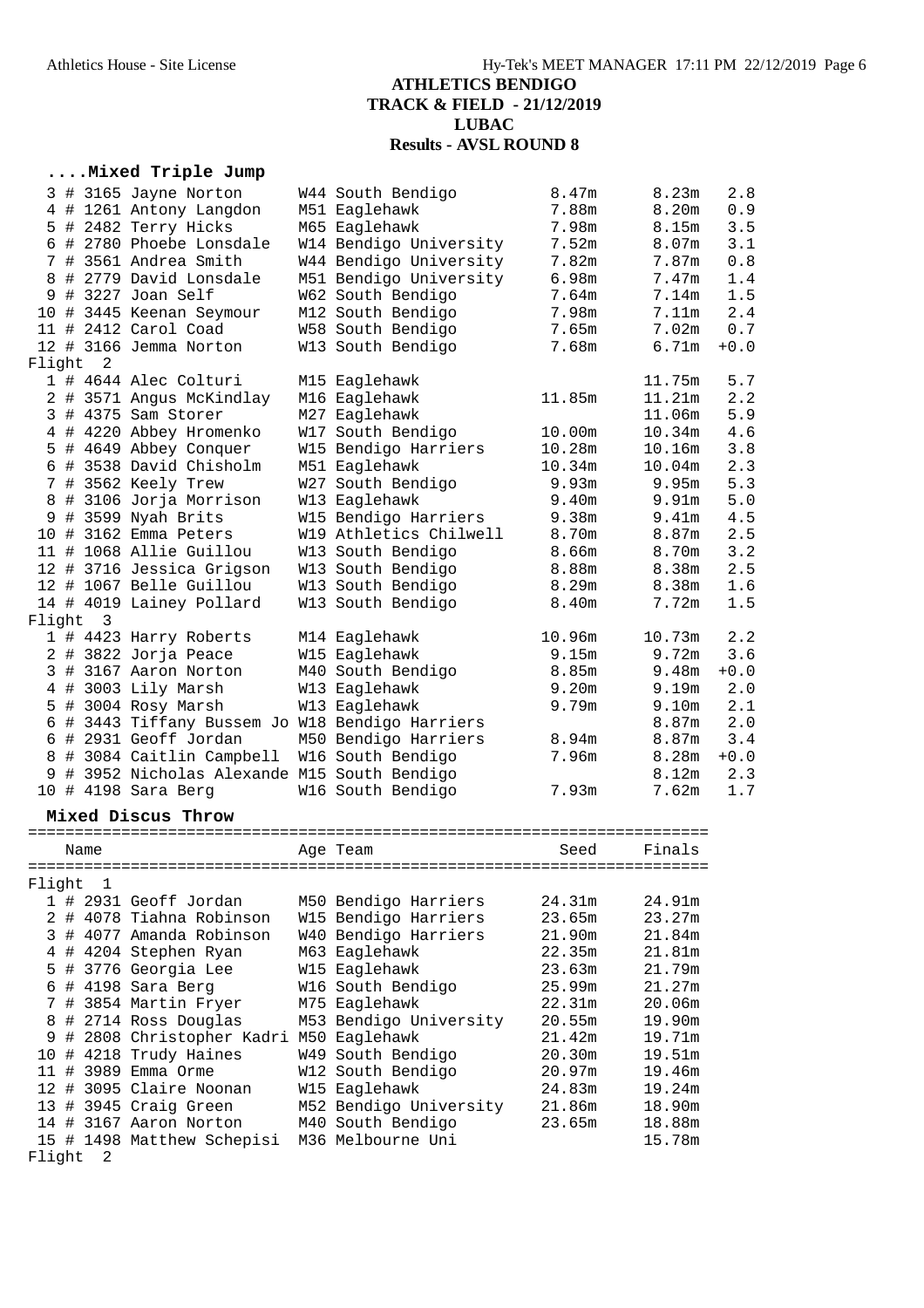# ATHLETICS BENDIGO
## TRACK & FIELD - 21/12/2019
## LUBAC
## Results - AVSL ROUND 8

### ....Mixed Triple Jump

| Place | # | No. | Name | Age | Team | Seed | Finals | Wind |
|---|---|---|---|---|---|---|---|---|
| 3 | # | 3165 | Jayne Norton | W44 | South Bendigo | 8.47m | 8.23m | 2.8 |
| 4 | # | 1261 | Antony Langdon | M51 | Eaglehawk | 7.88m | 8.20m | 0.9 |
| 5 | # | 2482 | Terry Hicks | M65 | Eaglehawk | 7.98m | 8.15m | 3.5 |
| 6 | # | 2780 | Phoebe Lonsdale | W14 | Bendigo University | 7.52m | 8.07m | 3.1 |
| 7 | # | 3561 | Andrea Smith | W44 | Bendigo University | 7.82m | 7.87m | 0.8 |
| 8 | # | 2779 | David Lonsdale | M51 | Bendigo University | 6.98m | 7.47m | 1.4 |
| 9 | # | 3227 | Joan Self | W62 | South Bendigo | 7.64m | 7.14m | 1.5 |
| 10 | # | 3445 | Keenan Seymour | M12 | South Bendigo | 7.98m | 7.11m | 2.4 |
| 11 | # | 2412 | Carol Coad | W58 | South Bendigo | 7.65m | 7.02m | 0.7 |
| 12 | # | 3166 | Jemma Norton | W13 | South Bendigo | 7.68m | 6.71m | +0.0 |
| **Flight 2** | | | | | | | | |
| 1 | # | 4644 | Alec Colturi | M15 | Eaglehawk | | 11.75m | 5.7 |
| 2 | # | 3571 | Angus McKindlay | M16 | Eaglehawk | 11.85m | 11.21m | 2.2 |
| 3 | # | 4375 | Sam Storer | M27 | Eaglehawk | | 11.06m | 5.9 |
| 4 | # | 4220 | Abbey Hromenko | W17 | South Bendigo | 10.00m | 10.34m | 4.6 |
| 5 | # | 4649 | Abbey Conquer | W15 | Bendigo Harriers | 10.28m | 10.16m | 3.8 |
| 6 | # | 3538 | David Chisholm | M51 | Eaglehawk | 10.34m | 10.04m | 2.3 |
| 7 | # | 3562 | Keely Trew | W27 | South Bendigo | 9.93m | 9.95m | 5.3 |
| 8 | # | 3106 | Jorja Morrison | W13 | Eaglehawk | 9.40m | 9.91m | 5.0 |
| 9 | # | 3599 | Nyah Brits | W15 | Bendigo Harriers | 9.38m | 9.41m | 4.5 |
| 10 | # | 3162 | Emma Peters | W19 | Athletics Chilwell | 8.70m | 8.87m | 2.5 |
| 11 | # | 1068 | Allie Guillou | W13 | South Bendigo | 8.66m | 8.70m | 3.2 |
| 12 | # | 3716 | Jessica Grigson | W13 | South Bendigo | 8.88m | 8.38m | 2.5 |
| 12 | # | 1067 | Belle Guillou | W13 | South Bendigo | 8.29m | 8.38m | 1.6 |
| 14 | # | 4019 | Lainey Pollard | W13 | South Bendigo | 8.40m | 7.72m | 1.5 |
| **Flight 3** | | | | | | | | |
| 1 | # | 4423 | Harry Roberts | M14 | Eaglehawk | 10.96m | 10.73m | 2.2 |
| 2 | # | 3822 | Jorja Peace | W15 | Eaglehawk | 9.15m | 9.72m | 3.6 |
| 3 | # | 3167 | Aaron Norton | M40 | South Bendigo | 8.85m | 9.48m | +0.0 |
| 4 | # | 3003 | Lily Marsh | W13 | Eaglehawk | 9.20m | 9.19m | 2.0 |
| 5 | # | 3004 | Rosy Marsh | W13 | Eaglehawk | 9.79m | 9.10m | 2.1 |
| 6 | # | 3443 | Tiffany Bussem Jo | W18 | Bendigo Harriers | | 8.87m | 2.0 |
| 6 | # | 2931 | Geoff Jordan | M50 | Bendigo Harriers | 8.94m | 8.87m | 3.4 |
| 8 | # | 3084 | Caitlin Campbell | W16 | South Bendigo | 7.96m | 8.28m | +0.0 |
| 9 | # | 3952 | Nicholas Alexande | M15 | South Bendigo | | 8.12m | 2.3 |
| 10 | # | 4198 | Sara Berg | W16 | South Bendigo | 7.93m | 7.62m | 1.7 |

### Mixed Discus Throw

| Place | # | No. | Name | Age | Team | Seed | Finals |
|---|---|---|---|---|---|---|---|
| **Flight 1** | | | | | | | |
| 1 | # | 2931 | Geoff Jordan | M50 | Bendigo Harriers | 24.31m | 24.91m |
| 2 | # | 4078 | Tiahna Robinson | W15 | Bendigo Harriers | 23.65m | 23.27m |
| 3 | # | 4077 | Amanda Robinson | W40 | Bendigo Harriers | 21.90m | 21.84m |
| 4 | # | 4204 | Stephen Ryan | M63 | Eaglehawk | 22.35m | 21.81m |
| 5 | # | 3776 | Georgia Lee | W15 | Eaglehawk | 23.63m | 21.79m |
| 6 | # | 4198 | Sara Berg | W16 | South Bendigo | 25.99m | 21.27m |
| 7 | # | 3854 | Martin Fryer | M75 | Eaglehawk | 22.31m | 20.06m |
| 8 | # | 2714 | Ross Douglas | M53 | Bendigo University | 20.55m | 19.90m |
| 9 | # | 2808 | Christopher Kadri | M50 | Eaglehawk | 21.42m | 19.71m |
| 10 | # | 4218 | Trudy Haines | W49 | South Bendigo | 20.30m | 19.51m |
| 11 | # | 3989 | Emma Orme | W12 | South Bendigo | 20.97m | 19.46m |
| 12 | # | 3095 | Claire Noonan | W15 | Eaglehawk | 24.83m | 19.24m |
| 13 | # | 3945 | Craig Green | M52 | Bendigo University | 21.86m | 18.90m |
| 14 | # | 3167 | Aaron Norton | M40 | South Bendigo | 23.65m | 18.88m |
| 15 | # | 1498 | Matthew Schepisi | M36 | Melbourne Uni | | 15.78m |
| **Flight 2** | | | | | | | |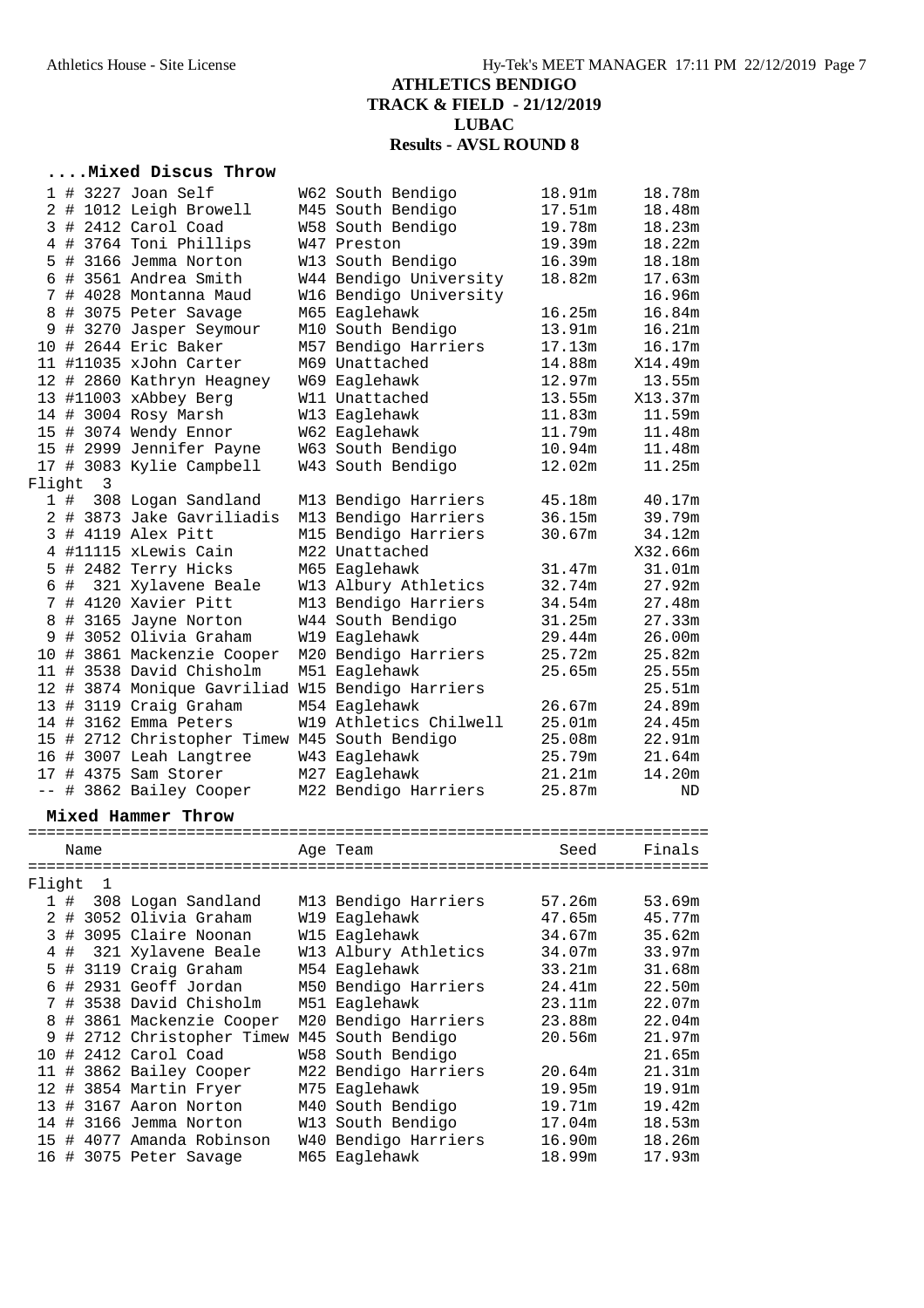# ATHLETICS BENDIGO
## TRACK & FIELD - 21/12/2019
## LUBAC
## Results - AVSL ROUND 8

### ....Mixed Discus Throw

| | Name | Age | Team | Seed | Finals |
|---|---|---|---|---|---|
| 1 | # 3227 Joan Self | W62 | South Bendigo | 18.91m | 18.78m |
| 2 | # 1012 Leigh Browell | M45 | South Bendigo | 17.51m | 18.48m |
| 3 | # 2412 Carol Coad | W58 | South Bendigo | 19.78m | 18.23m |
| 4 | # 3764 Toni Phillips | W47 | Preston | 19.39m | 18.22m |
| 5 | # 3166 Jemma Norton | W13 | South Bendigo | 16.39m | 18.18m |
| 6 | # 3561 Andrea Smith | W44 | Bendigo University | 18.82m | 17.63m |
| 7 | # 4028 Montanna Maud | W16 | Bendigo University | | 16.96m |
| 8 | # 3075 Peter Savage | M65 | Eaglehawk | 16.25m | 16.84m |
| 9 | # 3270 Jasper Seymour | M10 | South Bendigo | 13.91m | 16.21m |
| 10 | # 2644 Eric Baker | M57 | Bendigo Harriers | 17.13m | 16.17m |
| 11 | #11035 xJohn Carter | M69 | Unattached | 14.88m | X14.49m |
| 12 | # 2860 Kathryn Heagney | W69 | Eaglehawk | 12.97m | 13.55m |
| 13 | #11003 xAbbey Berg | W11 | Unattached | 13.55m | X13.37m |
| 14 | # 3004 Rosy Marsh | W13 | Eaglehawk | 11.83m | 11.59m |
| 15 | # 3074 Wendy Ennor | W62 | Eaglehawk | 11.79m | 11.48m |
| 15 | # 2999 Jennifer Payne | W63 | South Bendigo | 10.94m | 11.48m |
| 17 | # 3083 Kylie Campbell | W43 | South Bendigo | 12.02m | 11.25m |
| **Flight 3** | | | | | |
| 1 | # 308 Logan Sandland | M13 | Bendigo Harriers | 45.18m | 40.17m |
| 2 | # 3873 Jake Gavriliadis | M13 | Bendigo Harriers | 36.15m | 39.79m |
| 3 | # 4119 Alex Pitt | M15 | Bendigo Harriers | 30.67m | 34.12m |
| 4 | #11115 xLewis Cain | M22 | Unattached | | X32.66m |
| 5 | # 2482 Terry Hicks | M65 | Eaglehawk | 31.47m | 31.01m |
| 6 | # 321 Xylavene Beale | W13 | Albury Athletics | 32.74m | 27.92m |
| 7 | # 4120 Xavier Pitt | M13 | Bendigo Harriers | 34.54m | 27.48m |
| 8 | # 3165 Jayne Norton | W44 | South Bendigo | 31.25m | 27.33m |
| 9 | # 3052 Olivia Graham | W19 | Eaglehawk | 29.44m | 26.00m |
| 10 | # 3861 Mackenzie Cooper | M20 | Bendigo Harriers | 25.72m | 25.82m |
| 11 | # 3538 David Chisholm | M51 | Eaglehawk | 25.65m | 25.55m |
| 12 | # 3874 Monique Gavriliad | W15 | Bendigo Harriers | | 25.51m |
| 13 | # 3119 Craig Graham | M54 | Eaglehawk | 26.67m | 24.89m |
| 14 | # 3162 Emma Peters | W19 | Athletics Chilwell | 25.01m | 24.45m |
| 15 | # 2712 Christopher Timew | M45 | South Bendigo | 25.08m | 22.91m |
| 16 | # 3007 Leah Langtree | W43 | Eaglehawk | 25.79m | 21.64m |
| 17 | # 4375 Sam Storer | M27 | Eaglehawk | 21.21m | 14.20m |
| -- | # 3862 Bailey Cooper | M22 | Bendigo Harriers | 25.87m | ND |

### Mixed Hammer Throw

| | Name | Age | Team | Seed | Finals |
|---|---|---|---|---|---|
| **Flight 1** | | | | | |
| 1 | # 308 Logan Sandland | M13 | Bendigo Harriers | 57.26m | 53.69m |
| 2 | # 3052 Olivia Graham | W19 | Eaglehawk | 47.65m | 45.77m |
| 3 | # 3095 Claire Noonan | W15 | Eaglehawk | 34.67m | 35.62m |
| 4 | # 321 Xylavene Beale | W13 | Albury Athletics | 34.07m | 33.97m |
| 5 | # 3119 Craig Graham | M54 | Eaglehawk | 33.21m | 31.68m |
| 6 | # 2931 Geoff Jordan | M50 | Bendigo Harriers | 24.41m | 22.50m |
| 7 | # 3538 David Chisholm | M51 | Eaglehawk | 23.11m | 22.07m |
| 8 | # 3861 Mackenzie Cooper | M20 | Bendigo Harriers | 23.88m | 22.04m |
| 9 | # 2712 Christopher Timew | M45 | South Bendigo | 20.56m | 21.97m |
| 10 | # 2412 Carol Coad | W58 | South Bendigo | | 21.65m |
| 11 | # 3862 Bailey Cooper | M22 | Bendigo Harriers | 20.64m | 21.31m |
| 12 | # 3854 Martin Fryer | M75 | Eaglehawk | 19.95m | 19.91m |
| 13 | # 3167 Aaron Norton | M40 | South Bendigo | 19.71m | 19.42m |
| 14 | # 3166 Jemma Norton | W13 | South Bendigo | 17.04m | 18.53m |
| 15 | # 4077 Amanda Robinson | W40 | Bendigo Harriers | 16.90m | 18.26m |
| 16 | # 3075 Peter Savage | M65 | Eaglehawk | 18.99m | 17.93m |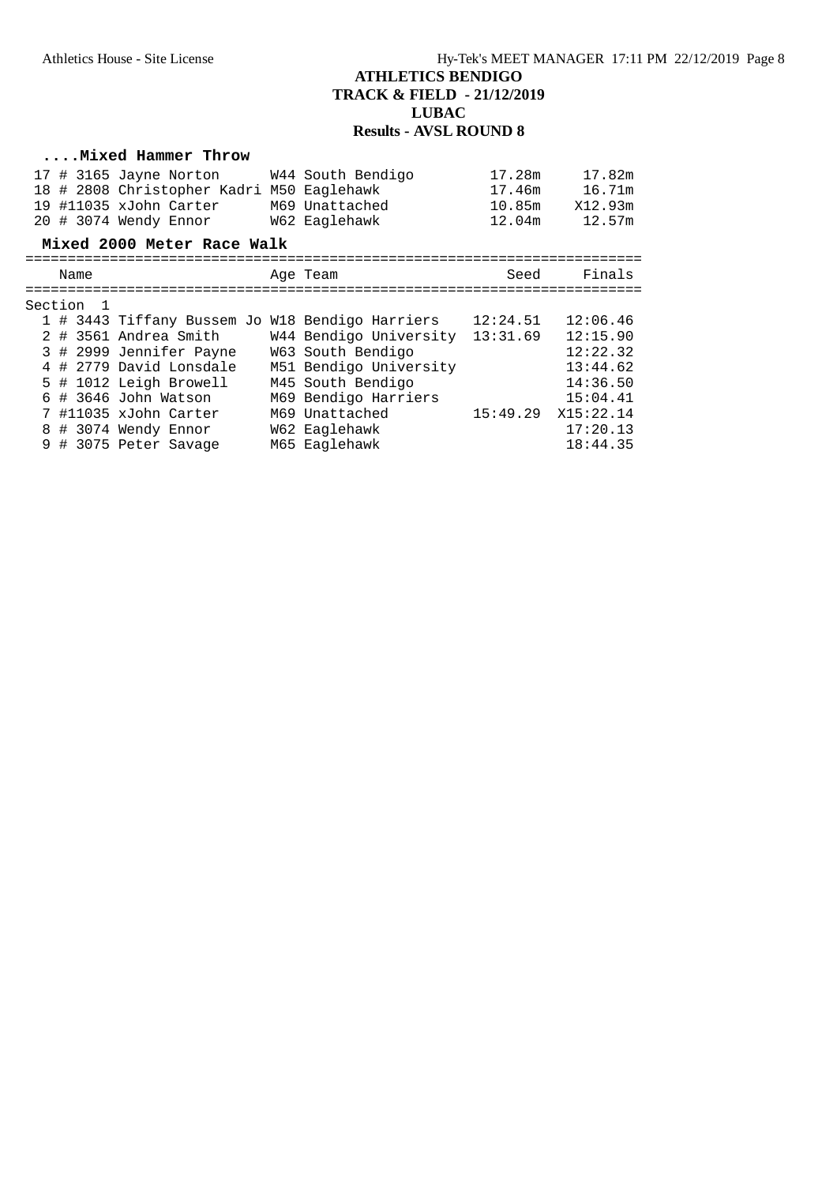# ATHLETICS BENDIGO
## TRACK & FIELD - 21/12/2019
## LUBAC
## Results - AVSL ROUND 8

### ....Mixed Hammer Throw

| | | | | | | |
|---|---|---|---|---|---|---|
| 17 | # 3165 | Jayne Norton | W44 | South Bendigo | 17.28m | 17.82m |
| 18 | # 2808 | Christopher Kadri | M50 | Eaglehawk | 17.46m | 16.71m |
| 19 | #11035 | xJohn Carter | M69 | Unattached | 10.85m | X12.93m |
| 20 | # 3074 | Wendy Ennor | W62 | Eaglehawk | 12.04m | 12.57m |

### Mixed 2000 Meter Race Walk

Section 1

| | | Name | Age | Team | Seed | Finals |
|---|---|---|---|---|---|---|
| 1 | # 3443 | Tiffany Bussem Jo | W18 | Bendigo Harriers | 12:24.51 | 12:06.46 |
| 2 | # 3561 | Andrea Smith | W44 | Bendigo University | 13:31.69 | 12:15.90 |
| 3 | # 2999 | Jennifer Payne | W63 | South Bendigo | | 12:22.32 |
| 4 | # 2779 | David Lonsdale | M51 | Bendigo University | | 13:44.62 |
| 5 | # 1012 | Leigh Browell | M45 | South Bendigo | | 14:36.50 |
| 6 | # 3646 | John Watson | M69 | Bendigo Harriers | | 15:04.41 |
| 7 | #11035 | xJohn Carter | M69 | Unattached | 15:49.29 | X15:22.14 |
| 8 | # 3074 | Wendy Ennor | W62 | Eaglehawk | | 17:20.13 |
| 9 | # 3075 | Peter Savage | M65 | Eaglehawk | | 18:44.35 |